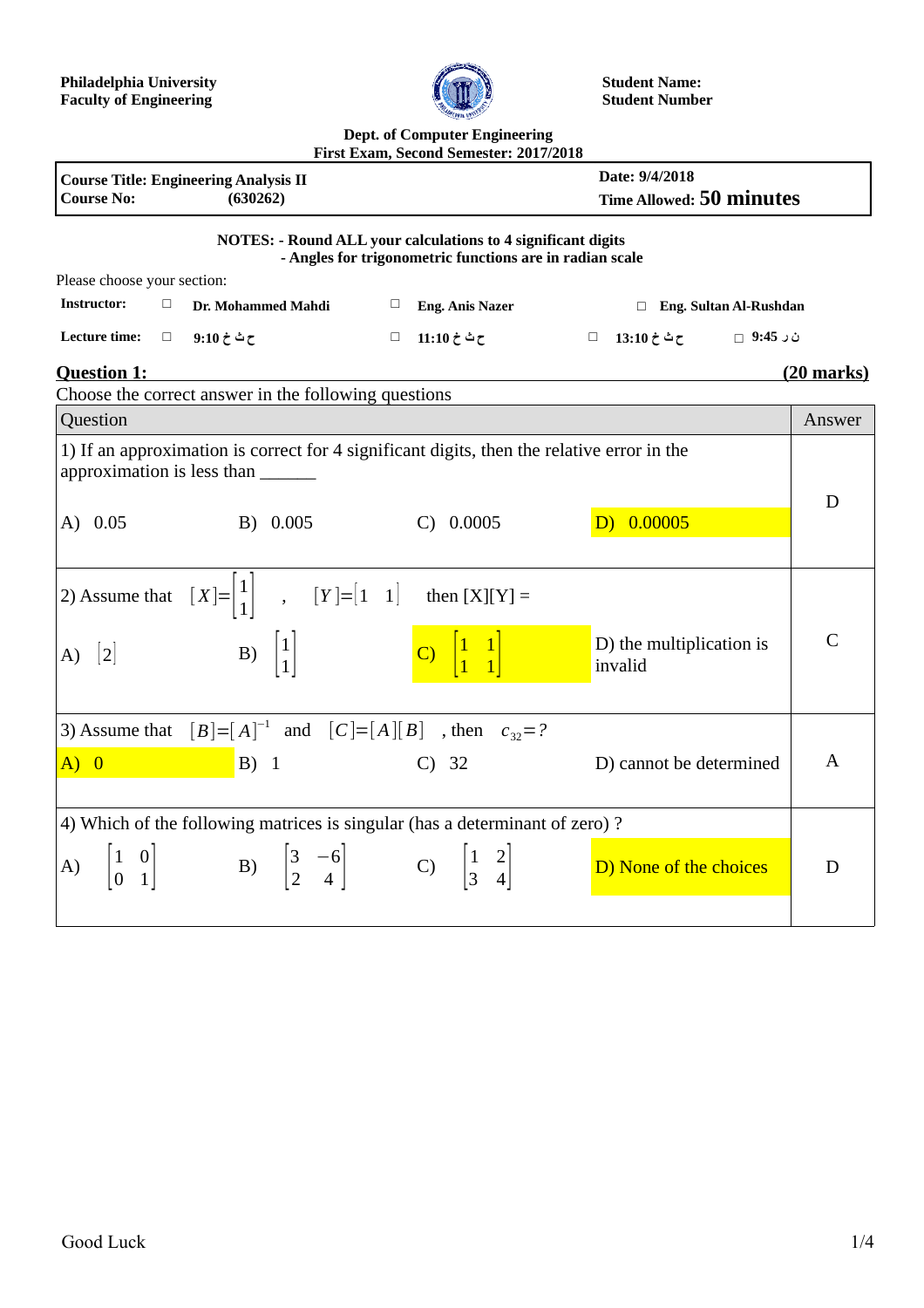**Philadelphia University**
**Faculty of Engineering**

**Student Name:**
**Student Number**

**Dept. of Computer Engineering**
**First Exam, Second Semester: 2017/2018**

| **Course Title: Engineering Analysis II** | **Date: 9/4/2018** |
|---|---|
| **Course No: (630262)** | **Time Allowed: 50 minutes** |

**NOTES: - Round ALL your calculations to 4 significant digits**
**- Angles for trigonometric functions are in radian scale**

Please choose your section:

| **Instructor:** | □ **Dr. Mohammed Mahdi** | □ **Eng. Anis Nazer** | □ **Eng. Sultan Al-Rushdan** | |
|---|---|---|---|---|
| **Lecture time:** | □ **9:10 ح ث خ** | □ **11:10 ح ث خ** | □ **13:10 ح ث خ** | □ **9:45 ن ر** |

## Question 1: (20 marks)

Choose the correct answer in the following questions

| Question | | | | Answer |
|---|---|---|---|---|
| 1) If an approximation is correct for 4 significant digits, then the relative error in the approximation is less than ______ | | | | |
| A) 0.05 | B) 0.005 | C) 0.0005 | D) 0.00005 | D |
| 2) Assume that $[X]=\begin{bmatrix}1\\1\end{bmatrix}$ , $[Y]=[1 \quad 1]$ then [X][Y] = | | | | |
| A) $[2]$ | B) $\begin{bmatrix}1\\1\end{bmatrix}$ | C) $\begin{bmatrix}1 & 1\\1 & 1\end{bmatrix}$ | D) the multiplication is invalid | C |
| 3) Assume that $[B]=[A]^{-1}$ and $[C]=[A][B]$ , then $c_{32}=?$ | | | | |
| A) 0 | B) 1 | C) 32 | D) cannot be determined | A |
| 4) Which of the following matrices is singular (has a determinant of zero) ? | | | | |
| A) $\begin{bmatrix}1 & 0\\0 & 1\end{bmatrix}$ | B) $\begin{bmatrix}3 & -6\\2 & 4\end{bmatrix}$ | C) $\begin{bmatrix}1 & 2\\3 & 4\end{bmatrix}$ | D) None of the choices | D |

Good Luck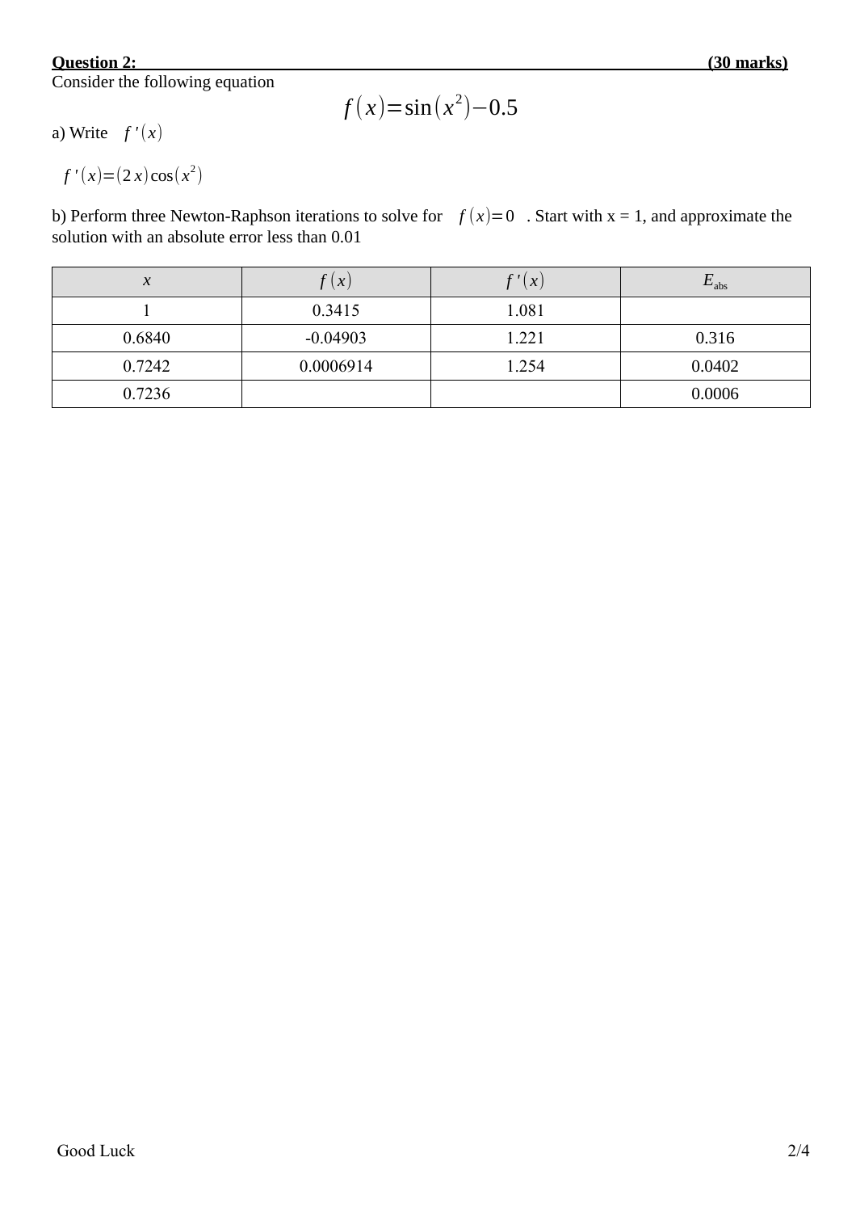**Question 2: (30 marks)**

Consider the following equation

$$f(x)=\sin(x^2)-0.5$$

a) Write $f'(x)$

$f'(x)=(2x)\cos(x^2)$

b) Perform three Newton-Raphson iterations to solve for $f(x)=0$ . Start with x = 1, and approximate the solution with an absolute error less than 0.01

| $x$ | $f(x)$ | $f'(x)$ | $E_{abs}$ |
|---|---|---|---|
| 1 | 0.3415 | 1.081 | |
| 0.6840 | -0.04903 | 1.221 | 0.316 |
| 0.7242 | 0.0006914 | 1.254 | 0.0402 |
| 0.7236 | | | 0.0006 |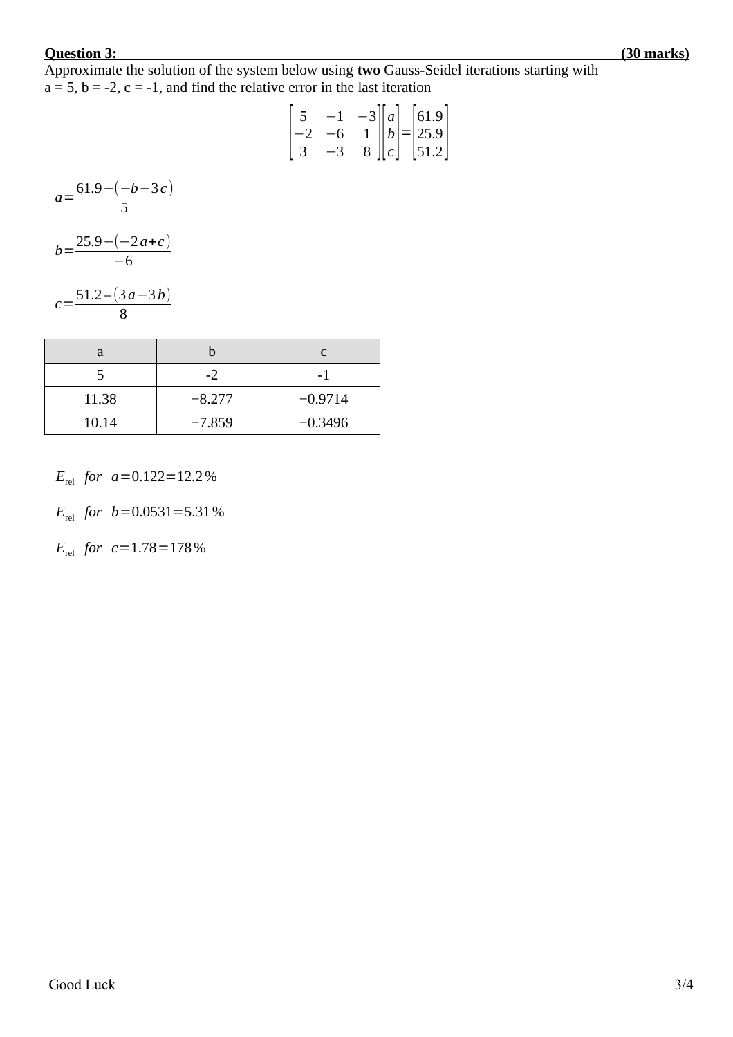**Question 3:** **(30 marks)**

Approximate the solution of the system below using **two** Gauss-Seidel iterations starting with a = 5, b = -2, c = -1, and find the relative error in the last iteration

$$\begin{bmatrix} 5 & -1 & -3 \\ -2 & -6 & 1 \\ 3 & -3 & 8 \end{bmatrix} \begin{bmatrix} a \\ b \\ c \end{bmatrix} = \begin{bmatrix} 61.9 \\ 25.9 \\ 51.2 \end{bmatrix}$$

$$a = \frac{61.9 - (-b - 3c)}{5}$$

$$b = \frac{25.9 - (-2a + c)}{-6}$$

$$c = \frac{51.2 - (3a - 3b)}{8}$$

| a | b | c |
|---|---|---|
| 5 | -2 | -1 |
| 11.38 | −8.277 | −0.9714 |
| 10.14 | −7.859 | −0.3496 |

$$E_{\text{rel}} \quad for \quad a = 0.122 = 12.2\,\%$$

$$E_{\text{rel}} \quad for \quad b = 0.0531 = 5.31\,\%$$

$$E_{\text{rel}} \quad for \quad c = 1.78 = 178\,\%$$

Good Luck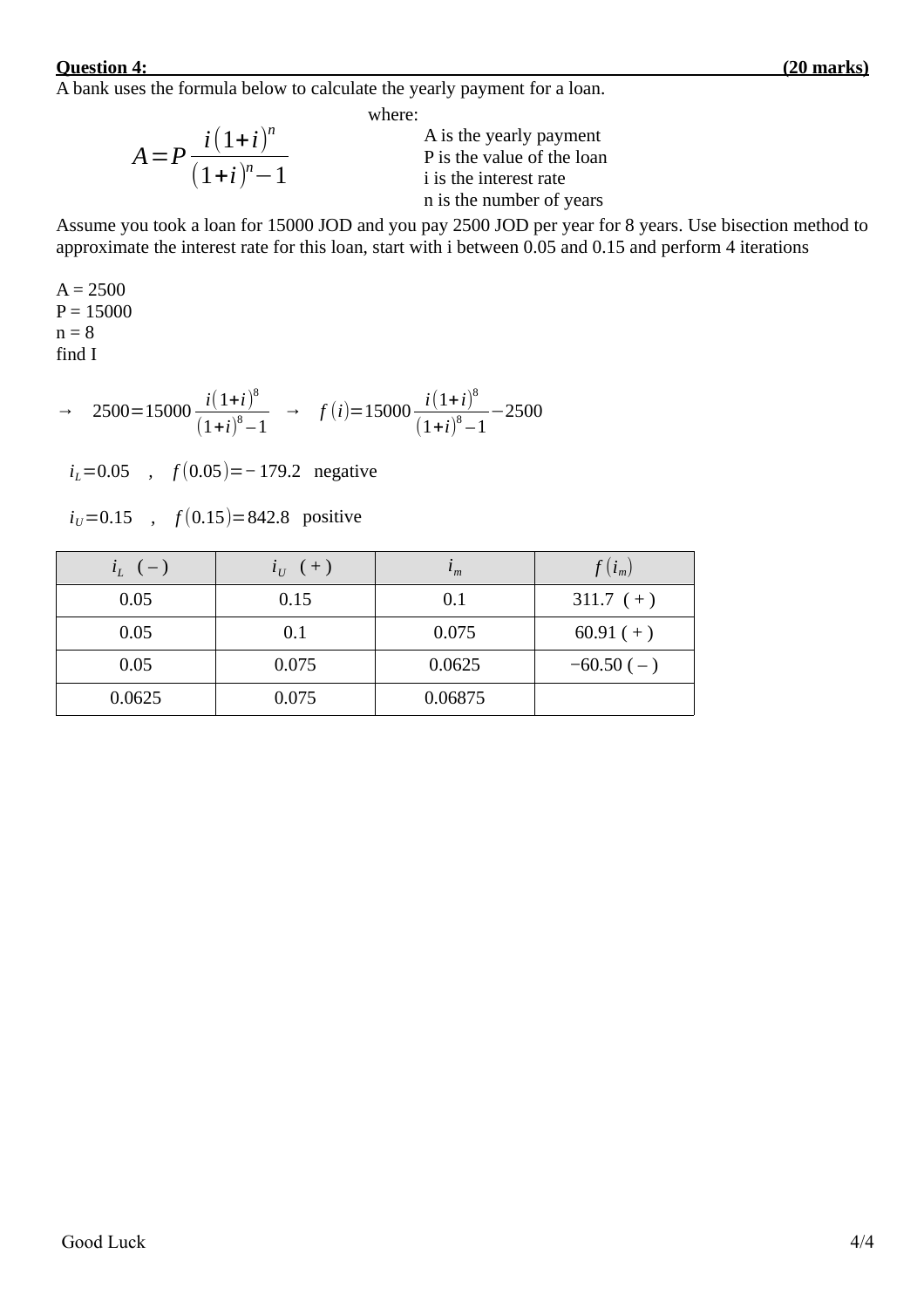**Question 4: (20 marks)**

A bank uses the formula below to calculate the yearly payment for a loan.

$$A = P\frac{i(1+i)^n}{(1+i)^n - 1}$$

where:
- A is the yearly payment
- P is the value of the loan
- i is the interest rate
- n is the number of years

Assume you took a loan for 15000 JOD and you pay 2500 JOD per year for 8 years. Use bisection method to approximate the interest rate for this loan, start with i between 0.05 and 0.15 and perform 4 iterations

A = 2500
P = 15000
n = 8
find I

$$\rightarrow \quad 2500 = 15000\frac{i(1+i)^8}{(1+i)^8 - 1} \quad \rightarrow \quad f(i) = 15000\frac{i(1+i)^8}{(1+i)^8 - 1} - 2500$$

$i_L = 0.05 \quad , \quad f(0.05) = -179.2$ negative

$i_U = 0.15 \quad , \quad f(0.15) = 842.8$ positive

| $i_L$ ( – ) | $i_U$ ( + ) | $i_m$ | $f(i_m)$ |
|---|---|---|---|
| 0.05 | 0.15 | 0.1 | 311.7 ( + ) |
| 0.05 | 0.1 | 0.075 | 60.91 ( + ) |
| 0.05 | 0.075 | 0.0625 | −60.50 ( – ) |
| 0.0625 | 0.075 | 0.06875 | |